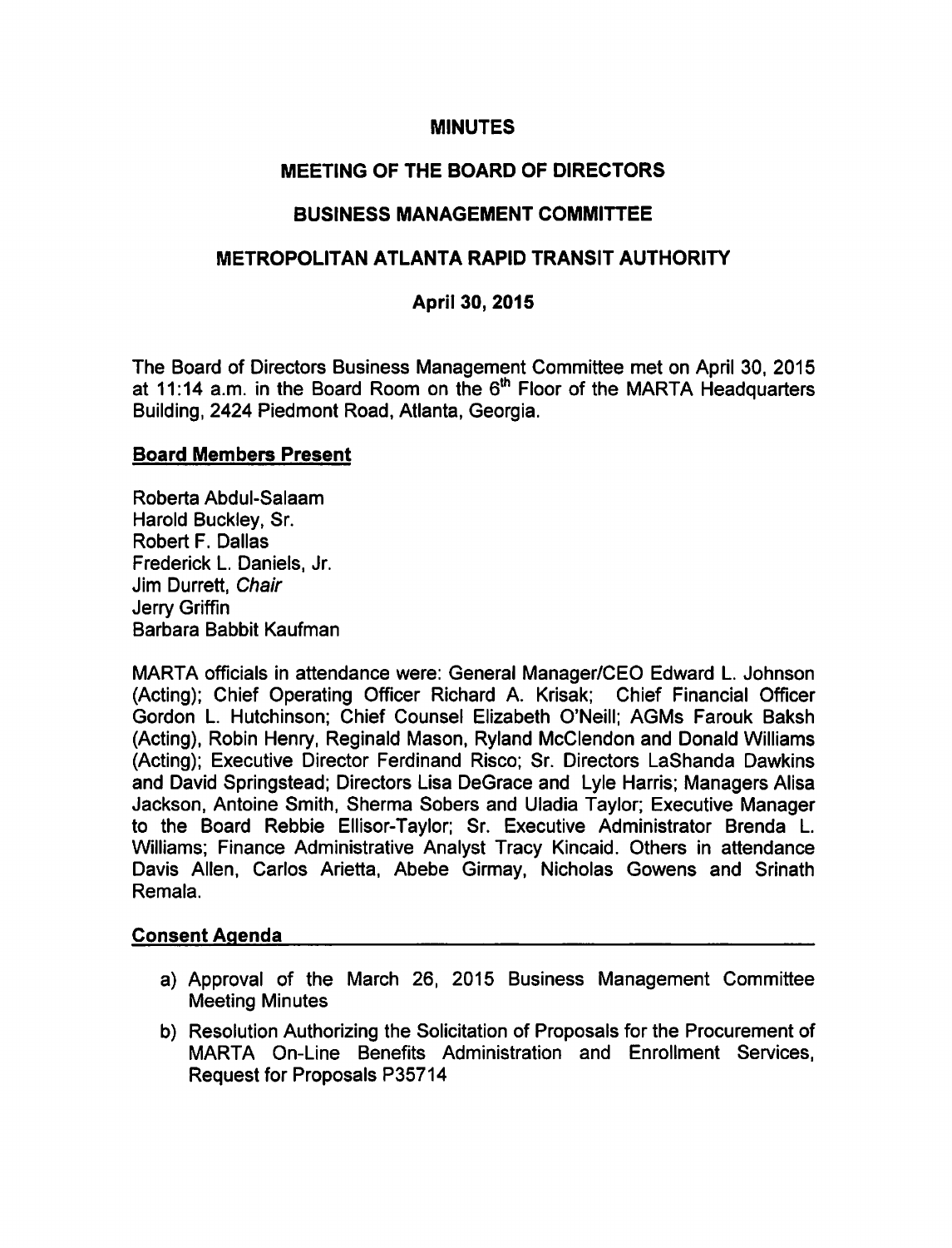# MINUTES

## MEETING OF THE BOARD OF DIRECTORS

## BUSINESS MANAGEMENT COMMITTEE

## METROPOLITAN ATLANTA RAPID TRANSIT AUTHORITY

### April 30, 2015

The Board of Directors Business Management Committee met on April 30, 2015 at 11:14 a.m. in the Board Room on the 6th Floor of the MARTA Headquarters Building, 2424 Piedmont Road, Atlanta, Georgia.

**Board Members Present**

Roberta Abdul-Salaam
Harold Buckley, Sr.
Robert F. Dallas
Frederick L. Daniels, Jr.
Jim Durrett, *Chair*
Jerry Griffin
Barbara Babbit Kaufman

MARTA officials in attendance were: General Manager/CEO Edward L. Johnson (Acting); Chief Operating Officer Richard A. Krisak; Chief Financial Officer Gordon L. Hutchinson; Chief Counsel Elizabeth O'Neill; AGMs Farouk Baksh (Acting), Robin Henry, Reginald Mason, Ryland McClendon and Donald Williams (Acting); Executive Director Ferdinand Risco; Sr. Directors LaShanda Dawkins and David Springstead; Directors Lisa DeGrace and Lyle Harris; Managers Alisa Jackson, Antoine Smith, Sherma Sobers and Uladia Taylor; Executive Manager to the Board Rebbie Ellisor-Taylor; Sr. Executive Administrator Brenda L. Williams; Finance Administrative Analyst Tracy Kincaid. Others in attendance Davis Allen, Carlos Arietta, Abebe Girmay, Nicholas Gowens and Srinath Remala.

**Consent Agenda**

a) Approval of the March 26, 2015 Business Management Committee Meeting Minutes
b) Resolution Authorizing the Solicitation of Proposals for the Procurement of MARTA On-Line Benefits Administration and Enrollment Services, Request for Proposals P35714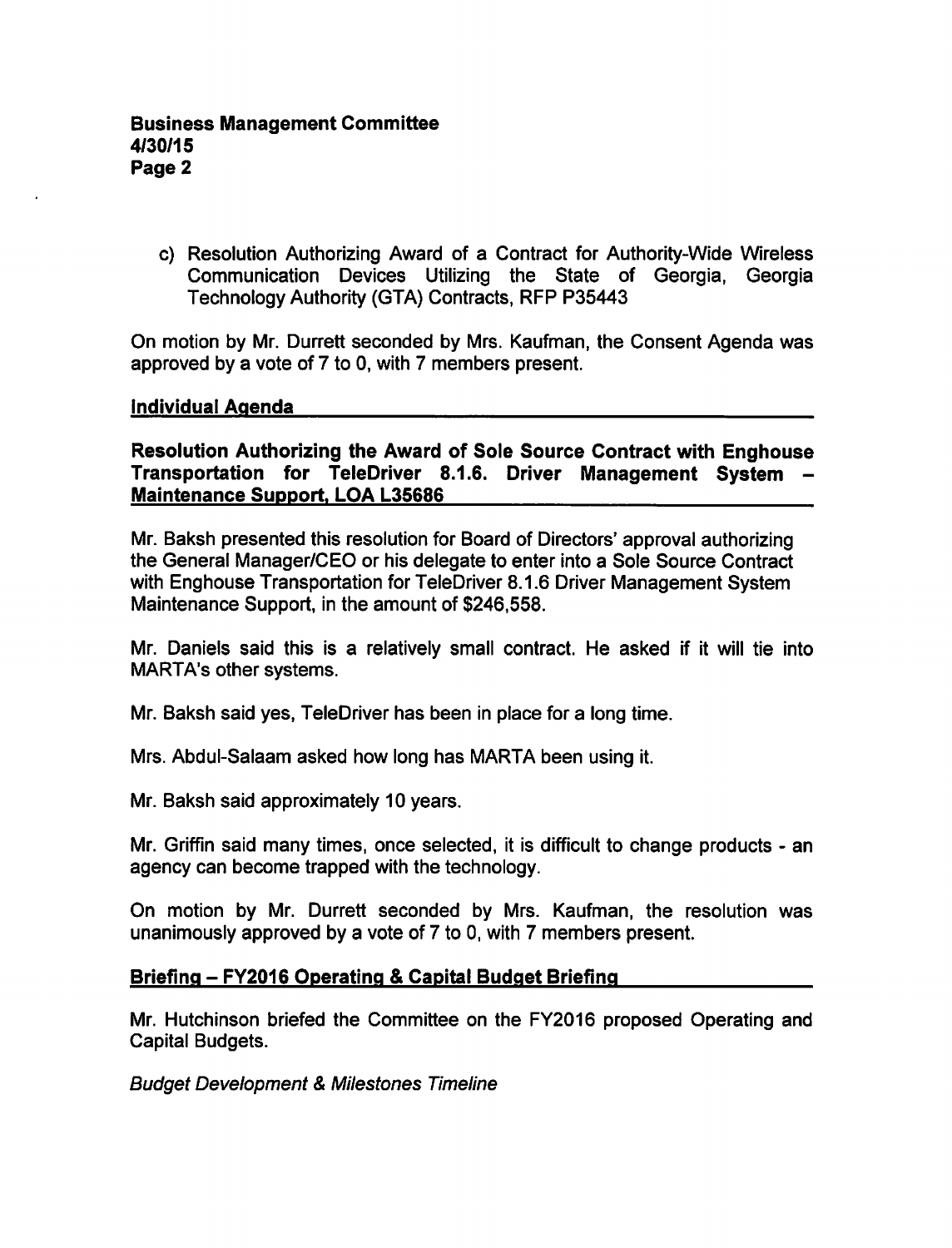c) Resolution Authorizing Award of a Contract for Authority-Wide Wireless Communication Devices Utilizing the State of Georgia, Georgia Technology Authority (GTA) Contracts, RFP P35443

On motion by Mr. Durrett seconded by Mrs. Kaufman, the Consent Agenda was approved by a vote of 7 to 0, with 7 members present.

## Individual Agenda

### Resolution Authorizing the Award of Sole Source Contract with Enghouse Transportation for TeleDriver 8.1.6. Driver Management System – Maintenance Support, LOA L35686

Mr. Baksh presented this resolution for Board of Directors' approval authorizing the General Manager/CEO or his delegate to enter into a Sole Source Contract with Enghouse Transportation for TeleDriver 8.1.6 Driver Management System Maintenance Support, in the amount of $246,558.

Mr. Daniels said this is a relatively small contract. He asked if it will tie into MARTA's other systems.

Mr. Baksh said yes, TeleDriver has been in place for a long time.

Mrs. Abdul-Salaam asked how long has MARTA been using it.

Mr. Baksh said approximately 10 years.

Mr. Griffin said many times, once selected, it is difficult to change products - an agency can become trapped with the technology.

On motion by Mr. Durrett seconded by Mrs. Kaufman, the resolution was unanimously approved by a vote of 7 to 0, with 7 members present.

## Briefing – FY2016 Operating & Capital Budget Briefing

Mr. Hutchinson briefed the Committee on the FY2016 proposed Operating and Capital Budgets.

*Budget Development & Milestones Timeline*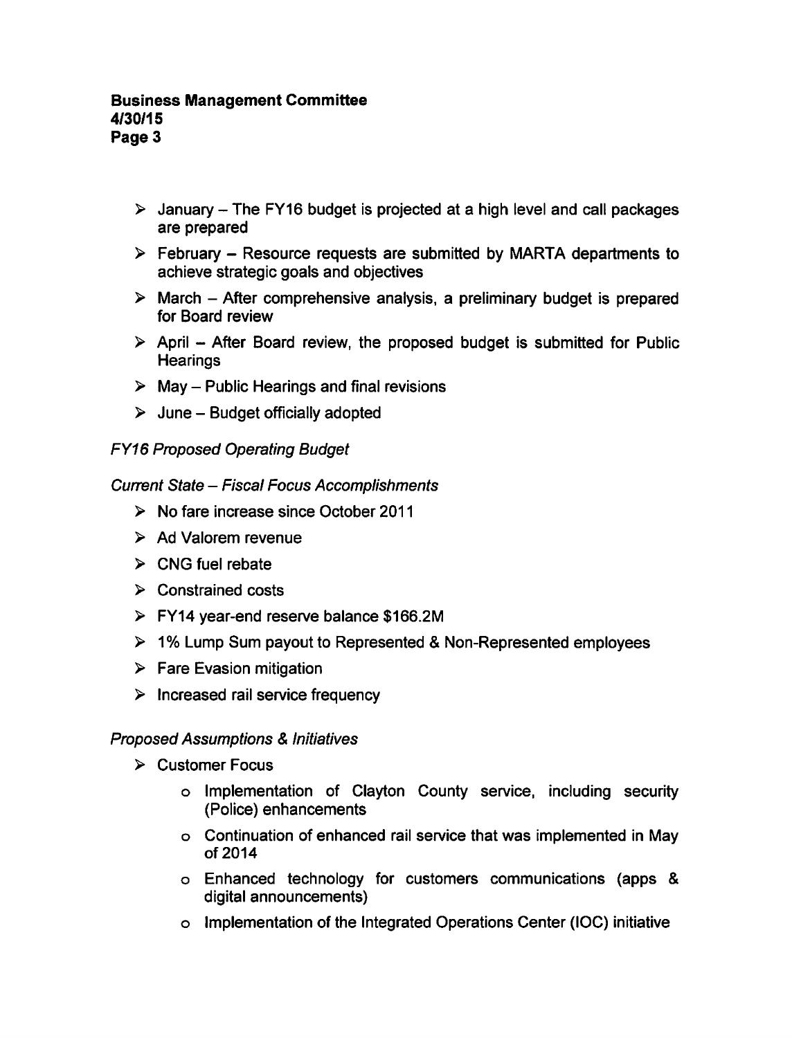- January – The FY16 budget is projected at a high level and call packages are prepared
- February – Resource requests are submitted by MARTA departments to achieve strategic goals and objectives
- March – After comprehensive analysis, a preliminary budget is prepared for Board review
- April – After Board review, the proposed budget is submitted for Public Hearings
- May – Public Hearings and final revisions
- June – Budget officially adopted

*FY16 Proposed Operating Budget*

*Current State – Fiscal Focus Accomplishments*

- No fare increase since October 2011
- Ad Valorem revenue
- CNG fuel rebate
- Constrained costs
- FY14 year-end reserve balance $166.2M
- 1% Lump Sum payout to Represented & Non-Represented employees
- Fare Evasion mitigation
- Increased rail service frequency

*Proposed Assumptions & Initiatives*

- Customer Focus
    - Implementation of Clayton County service, including security (Police) enhancements
    - Continuation of enhanced rail service that was implemented in May of 2014
    - Enhanced technology for customers communications (apps & digital announcements)
    - Implementation of the Integrated Operations Center (IOC) initiative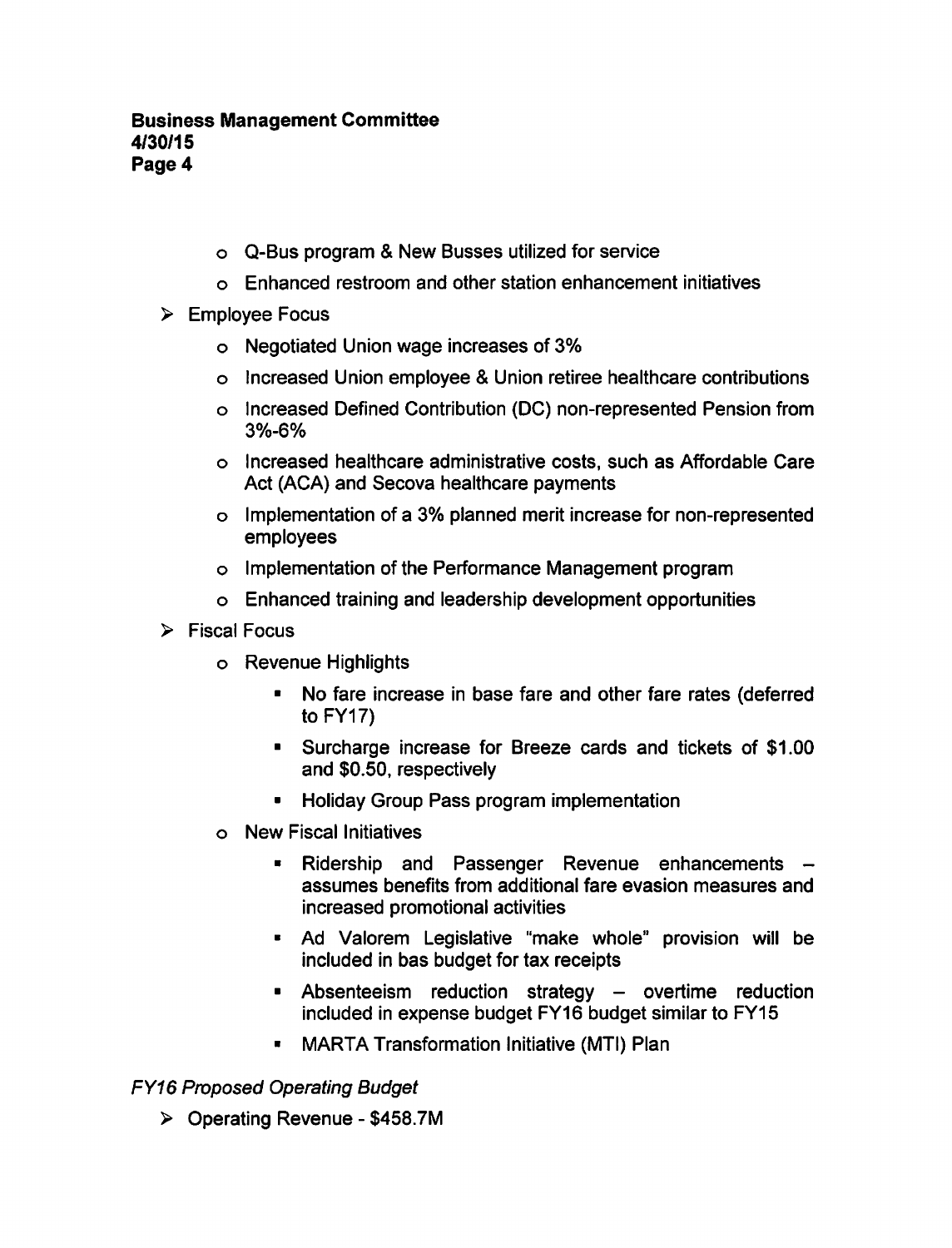- Q-Bus program & New Busses utilized for service
  - Enhanced restroom and other station enhancement initiatives
- Employee Focus
  - Negotiated Union wage increases of 3%
  - Increased Union employee & Union retiree healthcare contributions
  - Increased Defined Contribution (DC) non-represented Pension from 3%-6%
  - Increased healthcare administrative costs, such as Affordable Care Act (ACA) and Secova healthcare payments
  - Implementation of a 3% planned merit increase for non-represented employees
  - Implementation of the Performance Management program
  - Enhanced training and leadership development opportunities
- Fiscal Focus
  - Revenue Highlights
    - No fare increase in base fare and other fare rates (deferred to FY17)
    - Surcharge increase for Breeze cards and tickets of $1.00 and $0.50, respectively
    - Holiday Group Pass program implementation
  - New Fiscal Initiatives
    - Ridership and Passenger Revenue enhancements – assumes benefits from additional fare evasion measures and increased promotional activities
    - Ad Valorem Legislative "make whole" provision will be included in bas budget for tax receipts
    - Absenteeism reduction strategy – overtime reduction included in expense budget FY16 budget similar to FY15
    - MARTA Transformation Initiative (MTI) Plan

*FY16 Proposed Operating Budget*

- Operating Revenue - $458.7M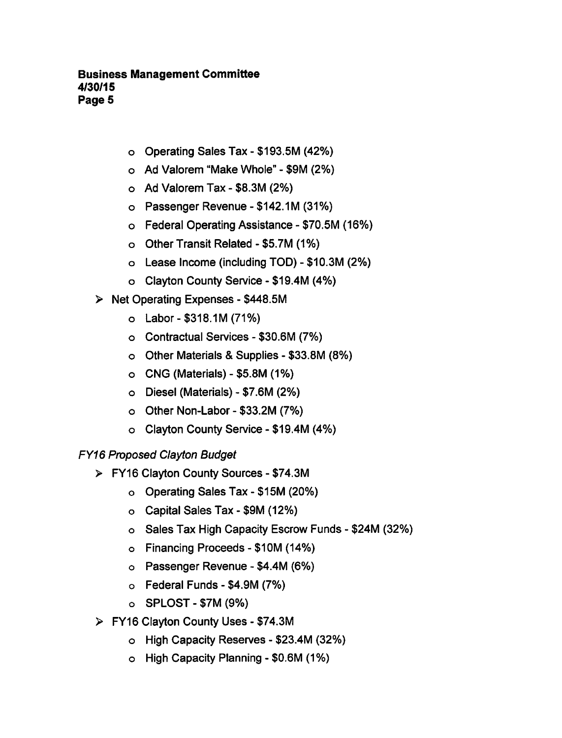- Operating Sales Tax - \$193.5M (42%)
  - Ad Valorem "Make Whole" - \$9M (2%)
  - Ad Valorem Tax - \$8.3M (2%)
  - Passenger Revenue - \$142.1M (31%)
  - Federal Operating Assistance - \$70.5M (16%)
  - Other Transit Related - \$5.7M (1%)
  - Lease Income (including TOD) - \$10.3M (2%)
  - Clayton County Service - \$19.4M (4%)
- Net Operating Expenses - \$448.5M
  - Labor - \$318.1M (71%)
  - Contractual Services - \$30.6M (7%)
  - Other Materials & Supplies - \$33.8M (8%)
  - CNG (Materials) - \$5.8M (1%)
  - Diesel (Materials) - \$7.6M (2%)
  - Other Non-Labor - \$33.2M (7%)
  - Clayton County Service - \$19.4M (4%)

*FY16 Proposed Clayton Budget*

- FY16 Clayton County Sources - \$74.3M
  - Operating Sales Tax - \$15M (20%)
  - Capital Sales Tax - \$9M (12%)
  - Sales Tax High Capacity Escrow Funds - \$24M (32%)
  - Financing Proceeds - \$10M (14%)
  - Passenger Revenue - \$4.4M (6%)
  - Federal Funds - \$4.9M (7%)
  - SPLOST - \$7M (9%)
- FY16 Clayton County Uses - \$74.3M
  - High Capacity Reserves - \$23.4M (32%)
  - High Capacity Planning - \$0.6M (1%)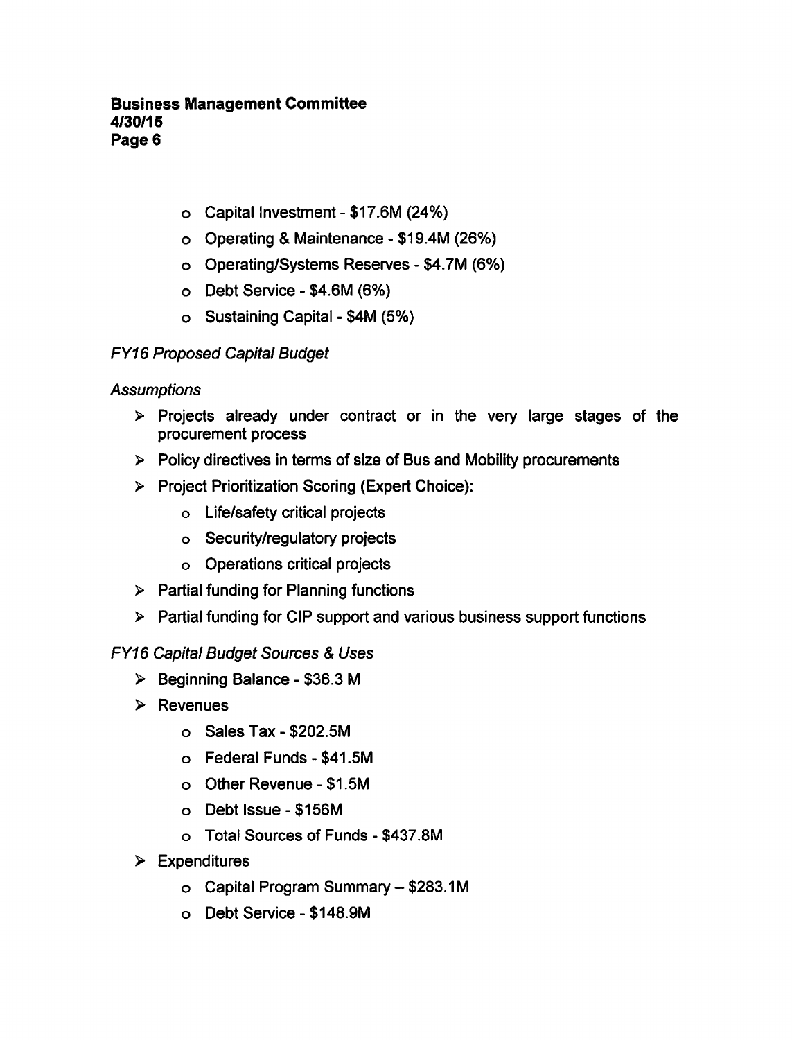- Capital Investment - $17.6M (24%)
- Operating & Maintenance - $19.4M (26%)
- Operating/Systems Reserves - $4.7M (6%)
- Debt Service - $4.6M (6%)
- Sustaining Capital - $4M (5%)

*FY16 Proposed Capital Budget*

*Assumptions*

- Projects already under contract or in the very large stages of the procurement process
- Policy directives in terms of size of Bus and Mobility procurements
- Project Prioritization Scoring (Expert Choice):
  - Life/safety critical projects
  - Security/regulatory projects
  - Operations critical projects
- Partial funding for Planning functions
- Partial funding for CIP support and various business support functions

*FY16 Capital Budget Sources & Uses*

- Beginning Balance - $36.3 M
- Revenues
  - Sales Tax - $202.5M
  - Federal Funds - $41.5M
  - Other Revenue - $1.5M
  - Debt Issue - $156M
  - Total Sources of Funds - $437.8M
- Expenditures
  - Capital Program Summary – $283.1M
  - Debt Service - $148.9M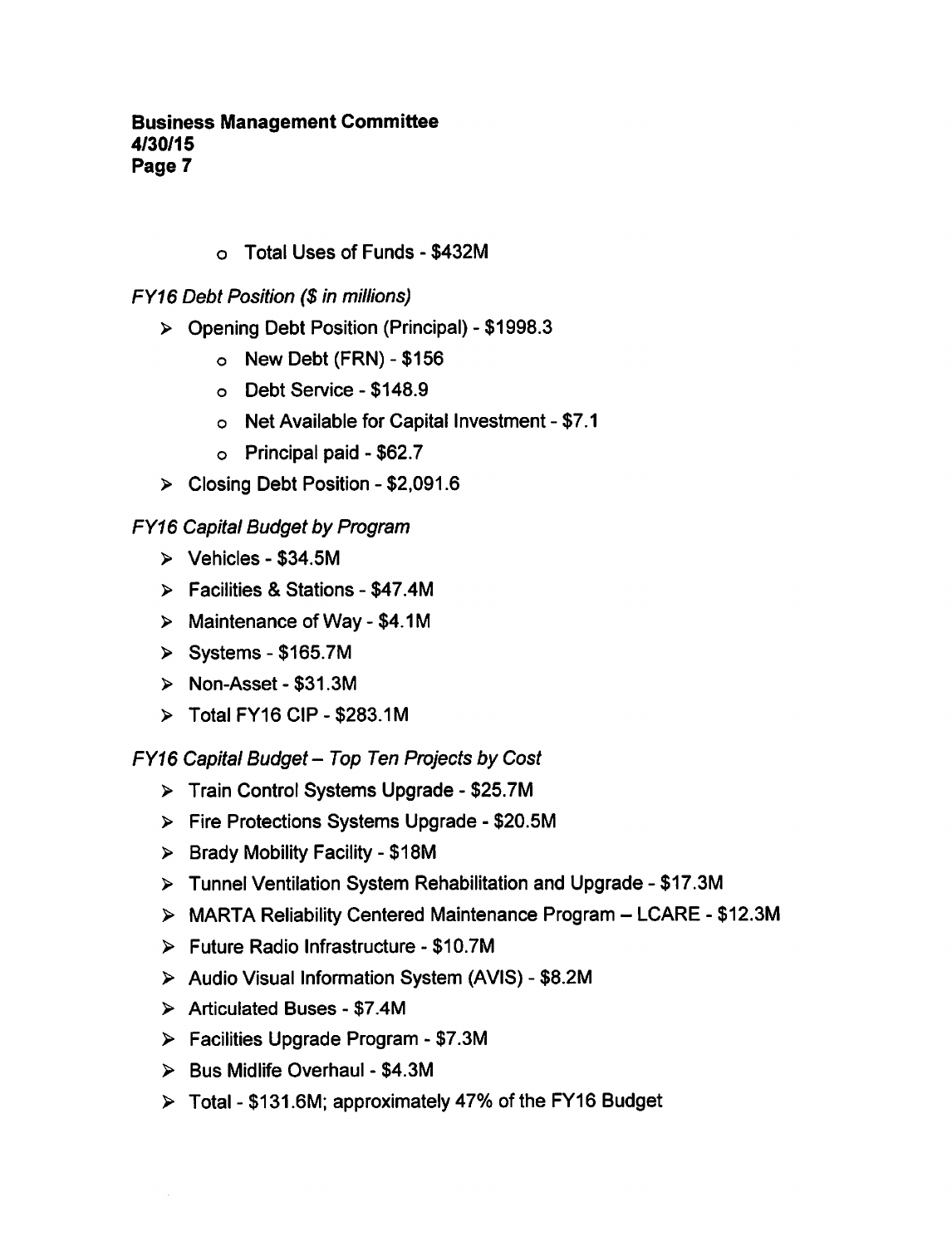- Total Uses of Funds - $432M

*FY16 Debt Position ($ in millions)*

- Opening Debt Position (Principal) - $1998.3
  - New Debt (FRN) - $156
  - Debt Service - $148.9
  - Net Available for Capital Investment - $7.1
  - Principal paid - $62.7
- Closing Debt Position - $2,091.6

*FY16 Capital Budget by Program*

- Vehicles - $34.5M
- Facilities & Stations - $47.4M
- Maintenance of Way - $4.1M
- Systems - $165.7M
- Non-Asset - $31.3M
- Total FY16 CIP - $283.1M

*FY16 Capital Budget – Top Ten Projects by Cost*

- Train Control Systems Upgrade - $25.7M
- Fire Protections Systems Upgrade - $20.5M
- Brady Mobility Facility - $18M
- Tunnel Ventilation System Rehabilitation and Upgrade - $17.3M
- MARTA Reliability Centered Maintenance Program – LCARE - $12.3M
- Future Radio Infrastructure - $10.7M
- Audio Visual Information System (AVIS) - $8.2M
- Articulated Buses - $7.4M
- Facilities Upgrade Program - $7.3M
- Bus Midlife Overhaul - $4.3M
- Total - $131.6M; approximately 47% of the FY16 Budget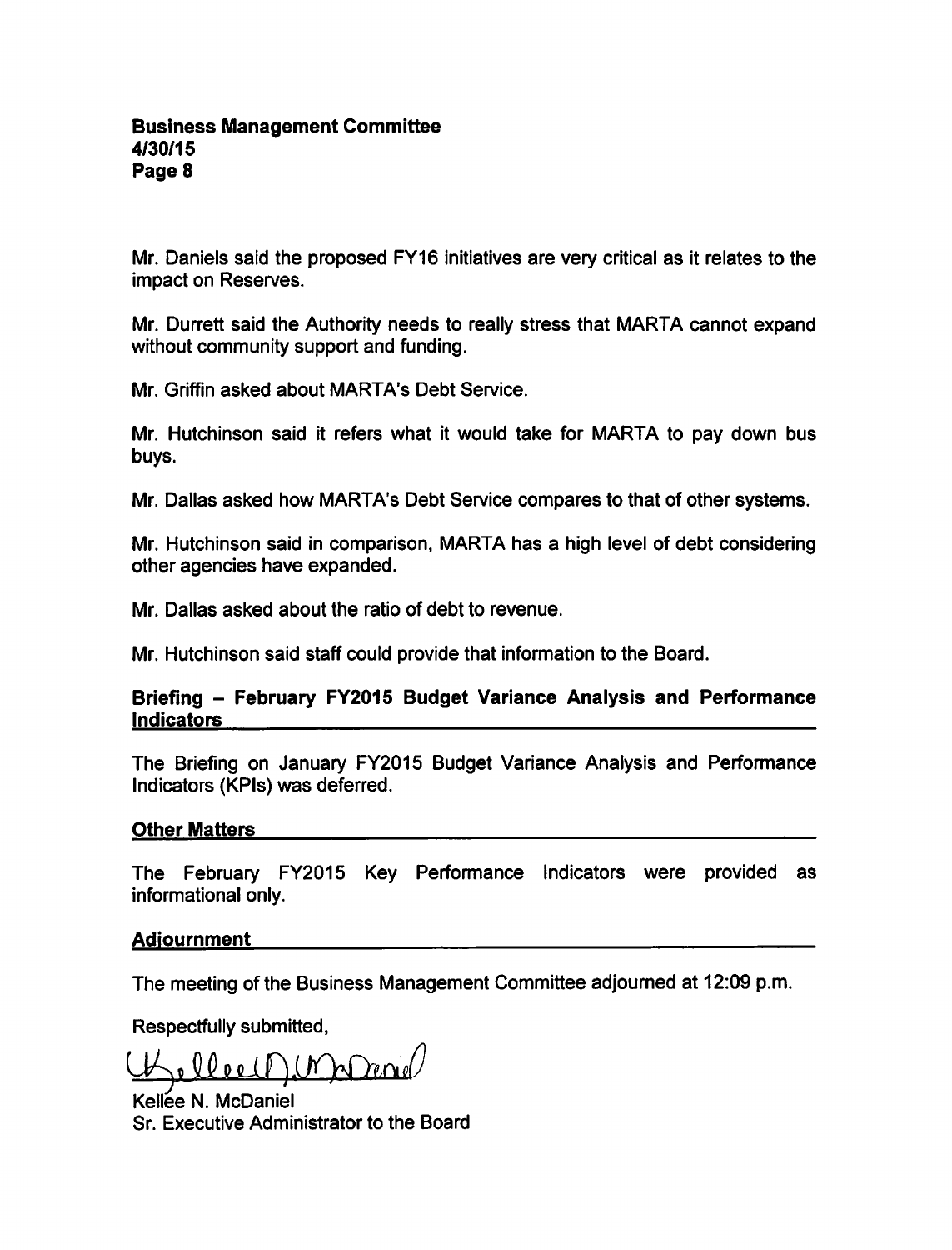Mr. Daniels said the proposed FY16 initiatives are very critical as it relates to the impact on Reserves.

Mr. Durrett said the Authority needs to really stress that MARTA cannot expand without community support and funding.

Mr. Griffin asked about MARTA's Debt Service.

Mr. Hutchinson said it refers what it would take for MARTA to pay down bus buys.

Mr. Dallas asked how MARTA's Debt Service compares to that of other systems.

Mr. Hutchinson said in comparison, MARTA has a high level of debt considering other agencies have expanded.

Mr. Dallas asked about the ratio of debt to revenue.

Mr. Hutchinson said staff could provide that information to the Board.

## Briefing – February FY2015 Budget Variance Analysis and Performance Indicators

The Briefing on January FY2015 Budget Variance Analysis and Performance Indicators (KPIs) was deferred.

## Other Matters

The February FY2015 Key Performance Indicators were provided as informational only.

## Adjournment

The meeting of the Business Management Committee adjourned at 12:09 p.m.

Respectfully submitted,

Kellee N. McDaniel
Sr. Executive Administrator to the Board